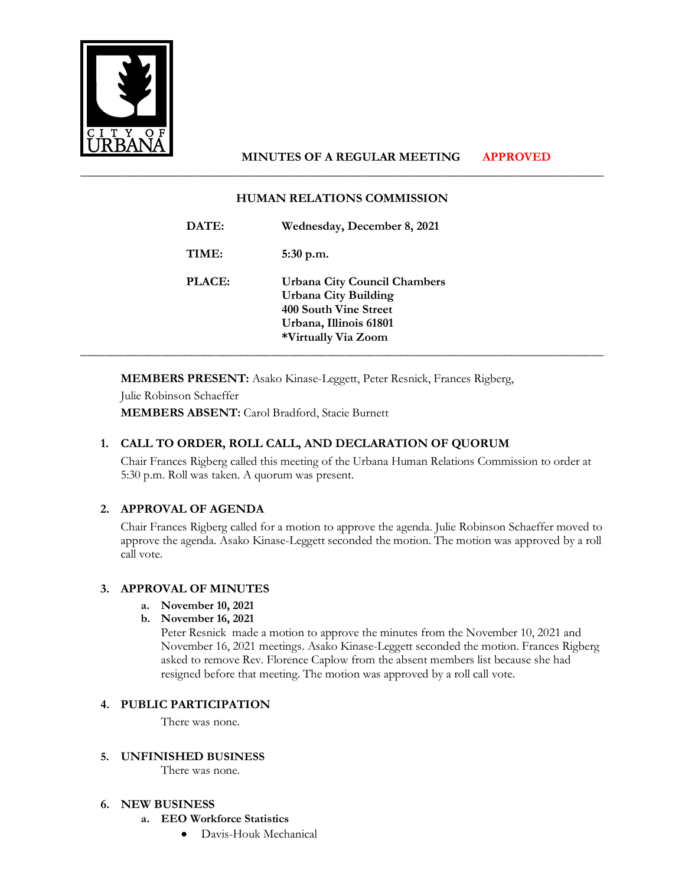CITY OF URBANA

**MINUTES OF A REGULAR MEETING** **APPROVED**

---

## HUMAN RELATIONS COMMISSION

**DATE:** **Wednesday, December 8, 2021**

**TIME:** **5:30 p.m.**

**PLACE:** **Urbana City Council Chambers**
**Urbana City Building**
**400 South Vine Street**
**Urbana, Illinois 61801**
***Virtually Via Zoom**

---

**MEMBERS PRESENT:** Asako Kinase-Leggett, Peter Resnick, Frances Rigberg, Julie Robinson Schaeffer
**MEMBERS ABSENT:** Carol Bradford, Stacie Burnett

### 1. CALL TO ORDER, ROLL CALL, AND DECLARATION OF QUORUM

Chair Frances Rigberg called this meeting of the Urbana Human Relations Commission to order at 5:30 p.m. Roll was taken. A quorum was present.

### 2. APPROVAL OF AGENDA

Chair Frances Rigberg called for a motion to approve the agenda. Julie Robinson Schaeffer moved to approve the agenda. Asako Kinase-Leggett seconded the motion. The motion was approved by a roll call vote.

### 3. APPROVAL OF MINUTES

a. **November 10, 2021**
b. **November 16, 2021**

Peter Resnick made a motion to approve the minutes from the November 10, 2021 and November 16, 2021 meetings. Asako Kinase-Leggett seconded the motion. Frances Rigberg asked to remove Rev. Florence Caplow from the absent members list because she had resigned before that meeting. The motion was approved by a roll call vote.

### 4. PUBLIC PARTICIPATION

There was none.

### 5. UNFINISHED BUSINESS

There was none.

### 6. NEW BUSINESS

a. **EEO Workforce Statistics**
   - Davis-Houk Mechanical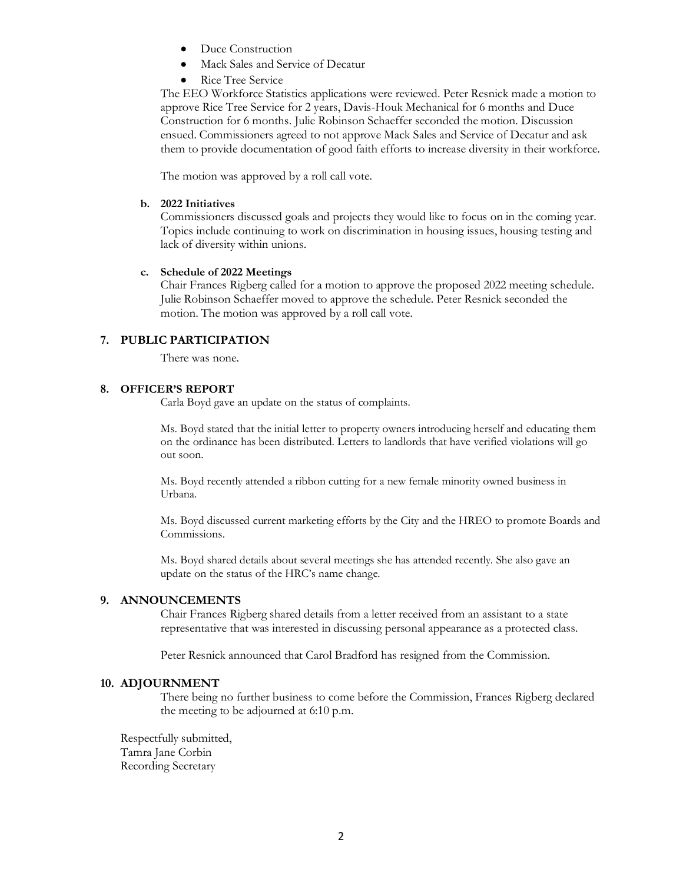- Duce Construction
- Mack Sales and Service of Decatur
- Rice Tree Service

The EEO Workforce Statistics applications were reviewed. Peter Resnick made a motion to approve Rice Tree Service for 2 years, Davis-Houk Mechanical for 6 months and Duce Construction for 6 months. Julie Robinson Schaeffer seconded the motion. Discussion ensued. Commissioners agreed to not approve Mack Sales and Service of Decatur and ask them to provide documentation of good faith efforts to increase diversity in their workforce.

The motion was approved by a roll call vote.

**b. 2022 Initiatives**

Commissioners discussed goals and projects they would like to focus on in the coming year. Topics include continuing to work on discrimination in housing issues, housing testing and lack of diversity within unions.

**c. Schedule of 2022 Meetings**

Chair Frances Rigberg called for a motion to approve the proposed 2022 meeting schedule. Julie Robinson Schaeffer moved to approve the schedule. Peter Resnick seconded the motion. The motion was approved by a roll call vote.

## 7. PUBLIC PARTICIPATION

There was none.

## 8. OFFICER'S REPORT

Carla Boyd gave an update on the status of complaints.

Ms. Boyd stated that the initial letter to property owners introducing herself and educating them on the ordinance has been distributed. Letters to landlords that have verified violations will go out soon.

Ms. Boyd recently attended a ribbon cutting for a new female minority owned business in Urbana.

Ms. Boyd discussed current marketing efforts by the City and the HREO to promote Boards and Commissions.

Ms. Boyd shared details about several meetings she has attended recently. She also gave an update on the status of the HRC's name change.

## 9. ANNOUNCEMENTS

Chair Frances Rigberg shared details from a letter received from an assistant to a state representative that was interested in discussing personal appearance as a protected class.

Peter Resnick announced that Carol Bradford has resigned from the Commission.

## 10. ADJOURNMENT

There being no further business to come before the Commission, Frances Rigberg declared the meeting to be adjourned at 6:10 p.m.

Respectfully submitted,
Tamra Jane Corbin
Recording Secretary